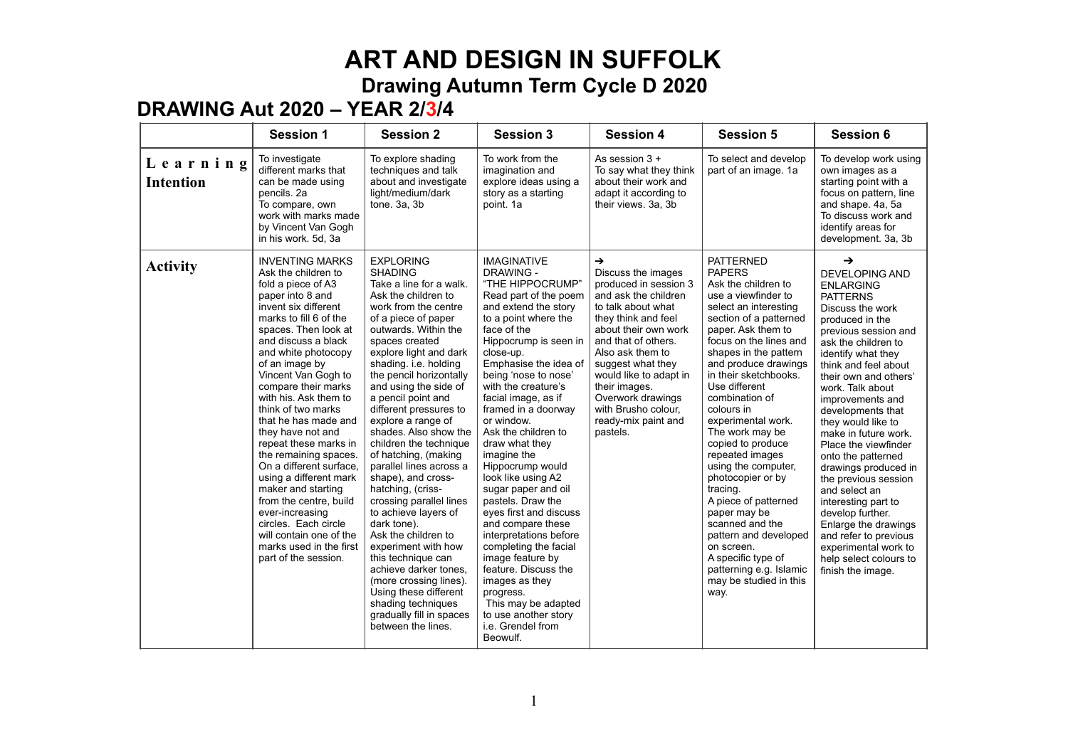# ART AND DESIGN IN SUFFOLK

## Drawing Autumn Term Cycle D 2020

## DRAWING Aut 2020 – YEAR 2/3/4

| | Session 1 | Session 2 | Session 3 | Session 4 | Session 5 | Session 6 |
|---|---|---|---|---|---|---|
| **Learning Intention** | To investigate different marks that can be made using pencils. 2a<br>To compare, own work with marks made by Vincent Van Gogh in his work. 5d, 3a | To explore shading techniques and talk about and investigate light/medium/dark tone. 3a, 3b | To work from the imagination and explore ideas using a story as a starting point. 1a | As session 3 +<br>To say what they think about their work and adapt it according to their views. 3a, 3b | To select and develop part of an image. 1a | To develop work using own images as a starting point with a focus on pattern, line and shape. 4a, 5a<br>To discuss work and identify areas for development. 3a, 3b |
| **Activity** | INVENTING MARKS<br>Ask the children to fold a piece of A3 paper into 8 and invent six different marks to fill 6 of the spaces. Then look at and discuss a black and white photocopy of an image by Vincent Van Gogh to compare their marks with his. Ask them to think of two marks that he has made and they have not and repeat these marks in the remaining spaces. On a different surface, using a different mark maker and starting from the centre, build ever-increasing circles. Each circle will contain one of the marks used in the first part of the session. | EXPLORING SHADING<br>Take a line for a walk. Ask the children to work from the centre of a piece of paper outwards. Within the spaces created explore light and dark shading. i.e. holding the pencil horizontally and using the side of a pencil point and different pressures to explore a range of shades. Also show the children the technique of hatching, (making parallel lines across a shape), and cross-hatching, (criss-crossing parallel lines to achieve layers of dark tone).<br>Ask the children to experiment with how this technique can achieve darker tones, (more crossing lines). Using these different shading techniques gradually fill in spaces between the lines. | IMAGINATIVE DRAWING - "THE HIPPOCRUMP"<br>Read part of the poem and extend the story to a point where the face of the Hippocrump is seen in close-up.<br>Emphasise the idea of being 'nose to nose' with the creature's facial image, as if framed in a doorway or window.<br>Ask the children to draw what they imagine the Hippocrump would look like using A2 sugar paper and oil pastels. Draw the eyes first and discuss and compare these interpretations before completing the facial image feature by feature. Discuss the images as they progress.<br>This may be adapted to use another story i.e. Grendel from Beowulf. | →<br>Discuss the images produced in session 3 and ask the children to talk about what they think and feel about their own work and that of others. Also ask them to suggest what they would like to adapt in their images. Overwork drawings with Brusho colour, ready-mix paint and pastels. | PATTERNED PAPERS<br>Ask the children to use a viewfinder to select an interesting section of a patterned paper. Ask them to focus on the lines and shapes in the pattern and produce drawings in their sketchbooks. Use different combination of colours in experimental work. The work may be copied to produce repeated images using the computer, photocopier or by tracing.<br>A piece of patterned paper may be scanned and the pattern and developed on screen.<br>A specific type of patterning e.g. Islamic may be studied in this way. | →<br>DEVELOPING AND ENLARGING PATTERNS<br>Discuss the work produced in the previous session and ask the children to identify what they think and feel about their own and others' work. Talk about improvements and developments that they would like to make in future work. Place the viewfinder onto the patterned drawings produced in the previous session and select an interesting part to develop further. Enlarge the drawings and refer to previous experimental work to help select colours to finish the image. |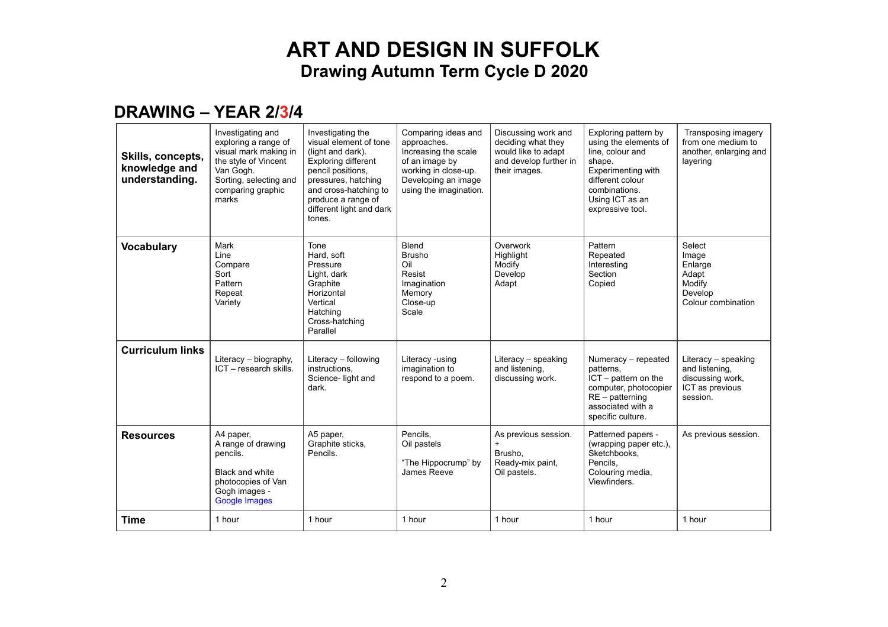# ART AND DESIGN IN SUFFOLK

## Drawing Autumn Term Cycle D 2020

## DRAWING – YEAR 2/3/4

| **Skills, concepts, knowledge and understanding.** | Investigating and exploring a range of visual mark making in the style of Vincent Van Gogh. Sorting, selecting and comparing graphic marks | Investigating the visual element of tone (light and dark). Exploring different pencil positions, pressures, hatching and cross-hatching to produce a range of different light and dark tones. | Comparing ideas and approaches. Increasing the scale of an image by working in close-up. Developing an image using the imagination. | Discussing work and deciding what they would like to adapt and develop further in their images. | Exploring pattern by using the elements of line, colour and shape. Experimenting with different colour combinations. Using ICT as an expressive tool. | Transposing imagery from one medium to another, enlarging and layering |
|---|---|---|---|---|---|---|
| **Vocabulary** | Mark<br>Line<br>Compare<br>Sort<br>Pattern<br>Repeat<br>Variety | Tone<br>Hard, soft<br>Pressure<br>Light, dark<br>Graphite<br>Horizontal<br>Vertical<br>Hatching<br>Cross-hatching<br>Parallel | Blend<br>Brusho<br>Oil<br>Resist<br>Imagination<br>Memory<br>Close-up<br>Scale | Overwork<br>Highlight<br>Modify<br>Develop<br>Adapt | Pattern<br>Repeated<br>Interesting<br>Section<br>Copied | Select<br>Image<br>Enlarge<br>Adapt<br>Modify<br>Develop<br>Colour combination |
| **Curriculum links** | Literacy – biography,<br>ICT – research skills. | Literacy – following instructions,<br>Science- light and dark. | Literacy -using imagination to respond to a poem. | Literacy – speaking and listening, discussing work. | Numeracy – repeated patterns,<br>ICT – pattern on the computer, photocopier<br>RE – patterning associated with a specific culture. | Literacy – speaking and listening, discussing work,<br>ICT as previous session. |
| **Resources** | A4 paper,<br>A range of drawing pencils.<br><br>Black and white photocopies of Van Gogh images - Google Images | A5 paper,<br>Graphite sticks,<br>Pencils. | Pencils,<br>Oil pastels<br><br>"The Hippocrump" by James Reeve | As previous session.<br>+<br>Brusho,<br>Ready-mix paint,<br>Oil pastels. | Patterned papers - (wrapping paper etc.),<br>Sketchbooks,<br>Pencils,<br>Colouring media,<br>Viewfinders. | As previous session. |
| **Time** | 1 hour | 1 hour | 1 hour | 1 hour | 1 hour | 1 hour |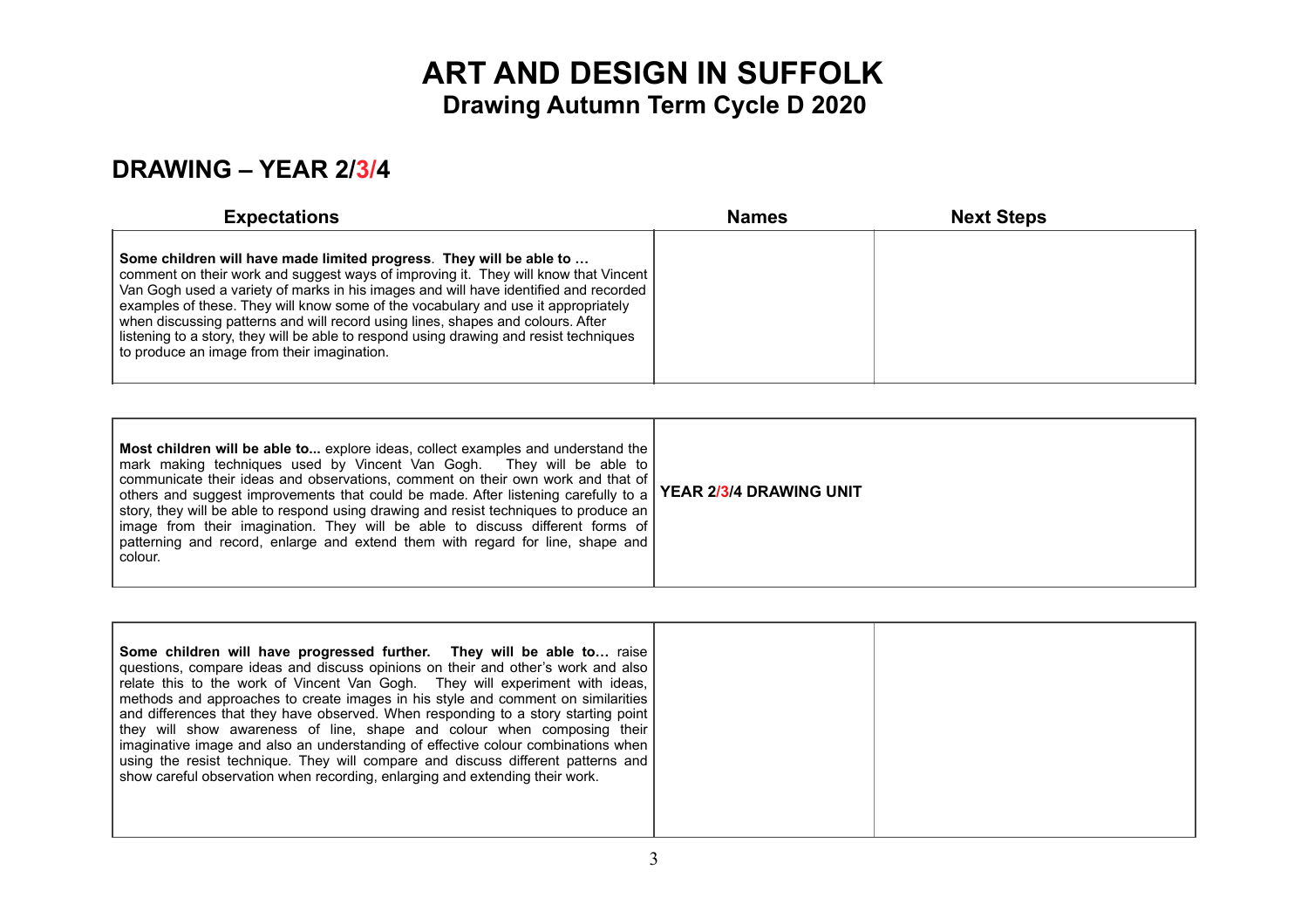# ART AND DESIGN IN SUFFOLK

## Drawing Autumn Term Cycle D 2020

## DRAWING – YEAR 2/3/4

| Expectations | Names | Next Steps |
|---|---|---|
| **Some children will have made limited progress**. **They will be able to …** comment on their work and suggest ways of improving it. They will know that Vincent Van Gogh used a variety of marks in his images and will have identified and recorded examples of these. They will know some of the vocabulary and use it appropriately when discussing patterns and will record using lines, shapes and colours. After listening to a story, they will be able to respond using drawing and resist techniques to produce an image from their imagination. | | |
| **Most children will be able to...** explore ideas, collect examples and understand the mark making techniques used by Vincent Van Gogh. They will be able to communicate their ideas and observations, comment on their own work and that of others and suggest improvements that could be made. After listening carefully to a story, they will be able to respond using drawing and resist techniques to produce an image from their imagination. They will be able to discuss different forms of patterning and record, enlarge and extend them with regard for line, shape and colour. | **YEAR 2/3/4 DRAWING UNIT** | |
| **Some children will have progressed further. They will be able to…** raise questions, compare ideas and discuss opinions on their and other's work and also relate this to the work of Vincent Van Gogh. They will experiment with ideas, methods and approaches to create images in his style and comment on similarities and differences that they have observed. When responding to a story starting point they will show awareness of line, shape and colour when composing their imaginative image and also an understanding of effective colour combinations when using the resist technique. They will compare and discuss different patterns and show careful observation when recording, enlarging and extending their work. | | |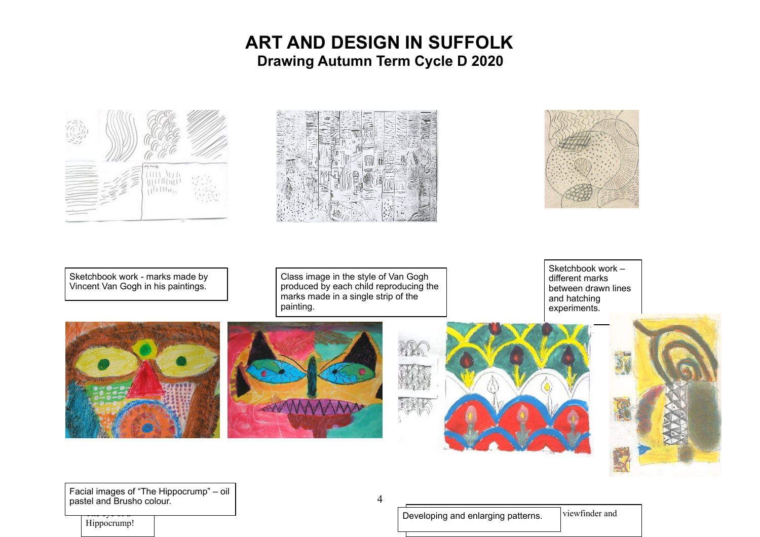# ART AND DESIGN IN SUFFOLK

## Drawing Autumn Term Cycle D 2020

Sketchbook work - marks made by Vincent Van Gogh in his paintings.

Class image in the style of Van Gogh produced by each child reproducing the marks made in a single strip of the painting.

Sketchbook work – different marks between drawn lines and hatching experiments.

Facial images of "The Hippocrump" – oil pastel and Brusho colour.

Hippocrump!

Developing and enlarging patterns.

viewfinder and